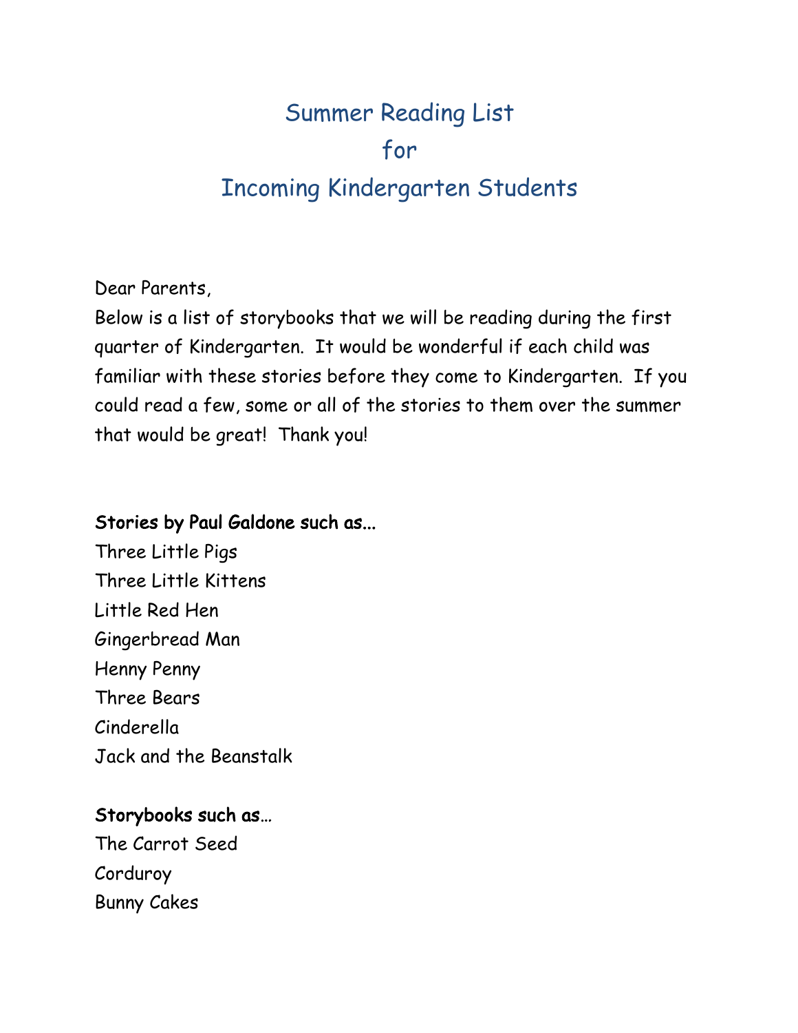# Summer Reading List
# for
# Incoming Kindergarten Students

Dear Parents,

Below is a list of storybooks that we will be reading during the first quarter of Kindergarten. It would be wonderful if each child was familiar with these stories before they come to Kindergarten. If you could read a few, some or all of the stories to them over the summer that would be great! Thank you!

**Stories by Paul Galdone such as...**

Three Little Pigs
Three Little Kittens
Little Red Hen
Gingerbread Man
Henny Penny
Three Bears
Cinderella
Jack and the Beanstalk

**Storybooks such as…**

The Carrot Seed
Corduroy
Bunny Cakes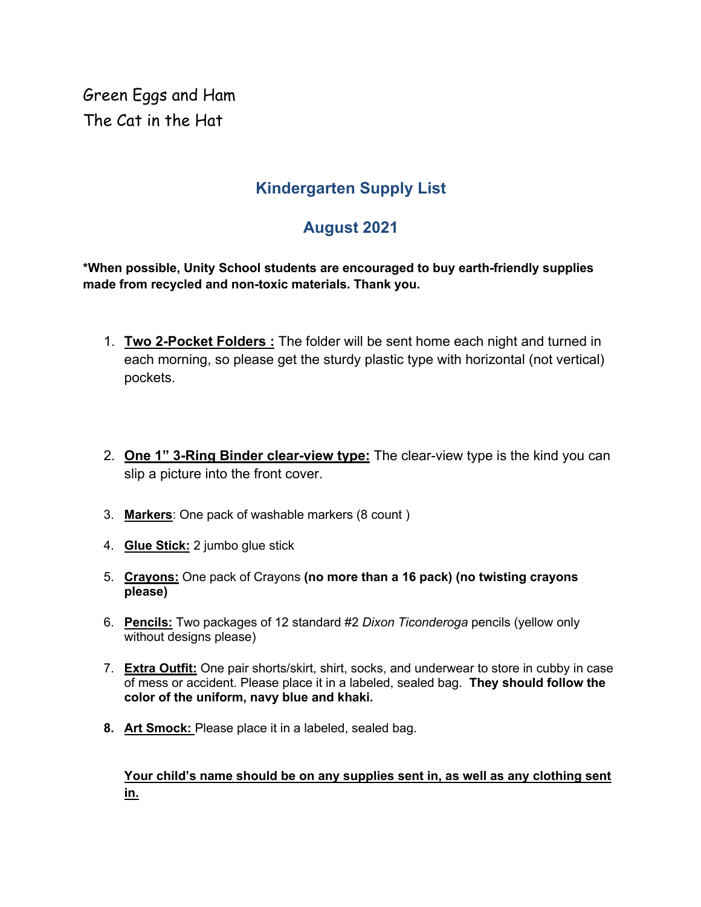Green Eggs and Ham
The Cat in the Hat

## Kindergarten Supply List

## August 2021

**\*When possible, Unity School students are encouraged to buy earth-friendly supplies made from recycled and non-toxic materials. Thank you.**

1. **Two 2-Pocket Folders :** The folder will be sent home each night and turned in each morning, so please get the sturdy plastic type with horizontal (not vertical) pockets.

2. **One 1" 3-Ring Binder clear-view type:** The clear-view type is the kind you can slip a picture into the front cover.

3. **Markers**: One pack of washable markers (8 count )

4. **Glue Stick:** 2 jumbo glue stick

5. **Crayons:** One pack of Crayons **(no more than a 16 pack) (no twisting crayons please)**

6. **Pencils:** Two packages of 12 standard #2 *Dixon Ticonderoga* pencils (yellow only without designs please)

7. **Extra Outfit:** One pair shorts/skirt, shirt, socks, and underwear to store in cubby in case of mess or accident. Please place it in a labeled, sealed bag. **They should follow the color of the uniform, navy blue and khaki.**

8. **Art Smock:** Please place it in a labeled, sealed bag.

**Your child's name should be on any supplies sent in, as well as any clothing sent in.**